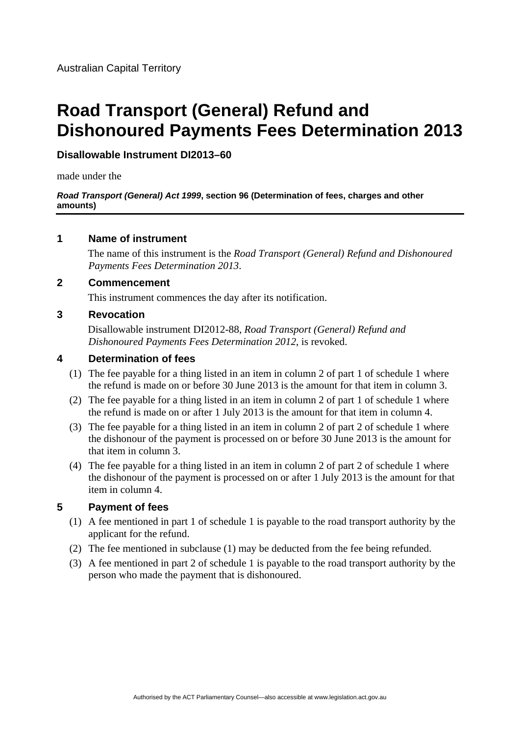Australian Capital Territory

# Road Transport (General) Refund and Dishonoured Payments Fees Determination 2013

**Disallowable Instrument DI2013–60**

made under the

***Road Transport (General) Act 1999*, section 96 (Determination of fees, charges and other amounts)**

## 1 Name of instrument

The name of this instrument is the *Road Transport (General) Refund and Dishonoured Payments Fees Determination 2013*.

## 2 Commencement

This instrument commences the day after its notification.

## 3 Revocation

Disallowable instrument DI2012-88, *Road Transport (General) Refund and Dishonoured Payments Fees Determination 2012*, is revoked.

## 4 Determination of fees

(1) The fee payable for a thing listed in an item in column 2 of part 1 of schedule 1 where the refund is made on or before 30 June 2013 is the amount for that item in column 3.

(2) The fee payable for a thing listed in an item in column 2 of part 1 of schedule 1 where the refund is made on or after 1 July 2013 is the amount for that item in column 4.

(3) The fee payable for a thing listed in an item in column 2 of part 2 of schedule 1 where the dishonour of the payment is processed on or before 30 June 2013 is the amount for that item in column 3.

(4) The fee payable for a thing listed in an item in column 2 of part 2 of schedule 1 where the dishonour of the payment is processed on or after 1 July 2013 is the amount for that item in column 4.

## 5 Payment of fees

(1) A fee mentioned in part 1 of schedule 1 is payable to the road transport authority by the applicant for the refund.

(2) The fee mentioned in subclause (1) may be deducted from the fee being refunded.

(3) A fee mentioned in part 2 of schedule 1 is payable to the road transport authority by the person who made the payment that is dishonoured.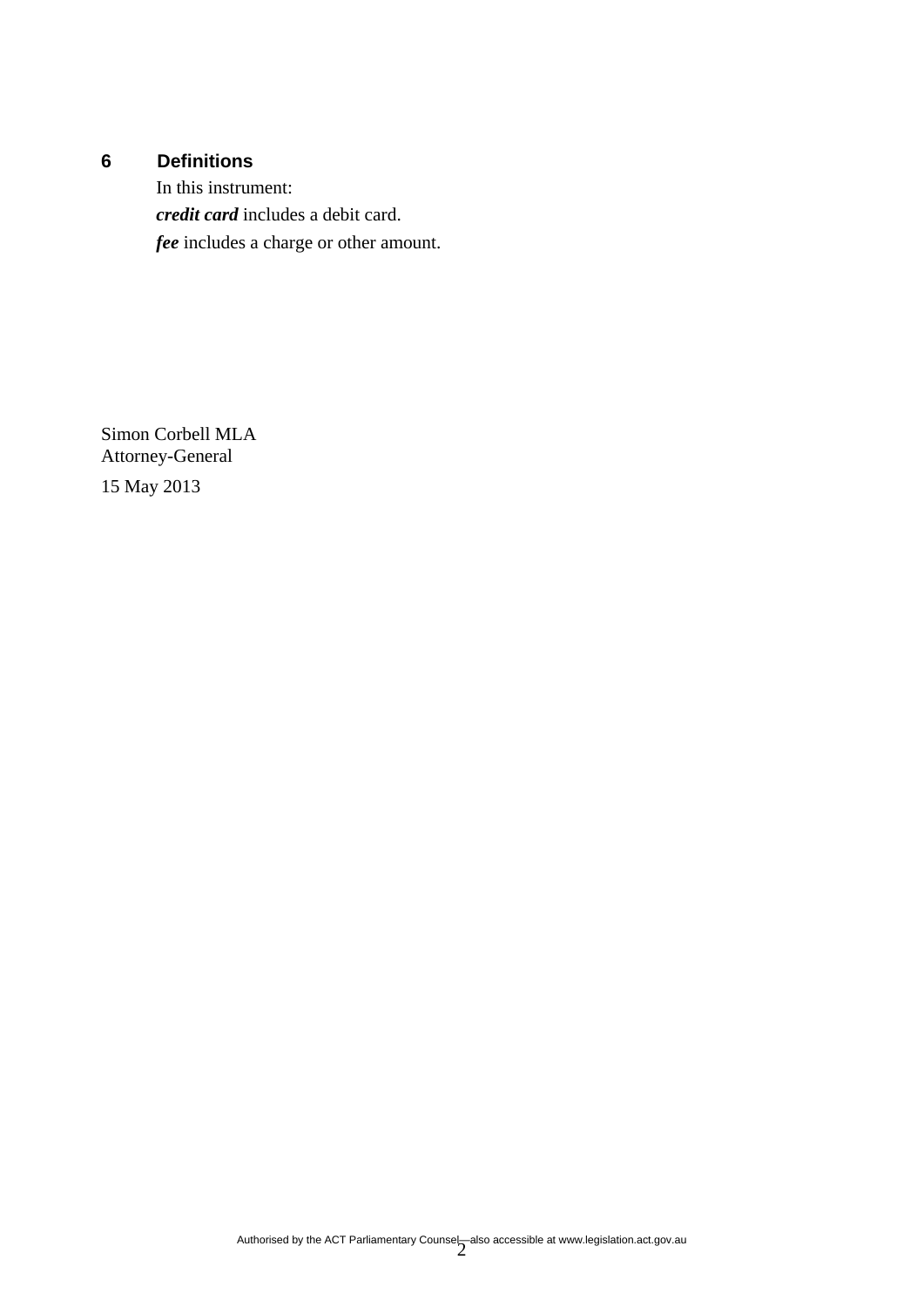## 6 Definitions

In this instrument:

***credit card*** includes a debit card.

***fee*** includes a charge or other amount.

Simon Corbell MLA
Attorney-General

15 May 2013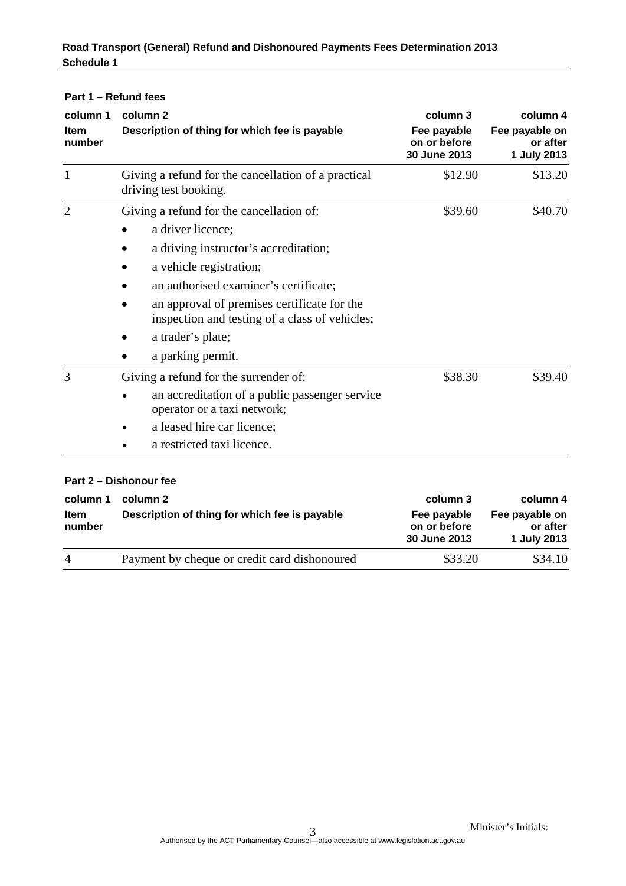**Road Transport (General) Refund and Dishonoured Payments Fees Determination 2013**
**Schedule 1**

**Part 1 – Refund fees**

| column 1<br>**Item number** | column 2<br>**Description of thing for which fee is payable** | column 3<br>**Fee payable on or before 30 June 2013** | column 4<br>**Fee payable on or after 1 July 2013** |
|---|---|---|---|
| 1 | Giving a refund for the cancellation of a practical driving test booking. | \$12.90 | \$13.20 |
| 2 | Giving a refund for the cancellation of:<br>• a driver licence;<br>• a driving instructor's accreditation;<br>• a vehicle registration;<br>• an authorised examiner's certificate;<br>• an approval of premises certificate for the inspection and testing of a class of vehicles;<br>• a trader's plate;<br>• a parking permit. | \$39.60 | \$40.70 |
| 3 | Giving a refund for the surrender of:<br>• an accreditation of a public passenger service operator or a taxi network;<br>• a leased hire car licence;<br>• a restricted taxi licence. | \$38.30 | \$39.40 |

**Part 2 – Dishonour fee**

| column 1<br>**Item number** | column 2<br>**Description of thing for which fee is payable** | column 3<br>**Fee payable on or before 30 June 2013** | column 4<br>**Fee payable on or after 1 July 2013** |
|---|---|---|---|
| 4 | Payment by cheque or credit card dishonoured | \$33.20 | \$34.10 |

Minister's Initials: